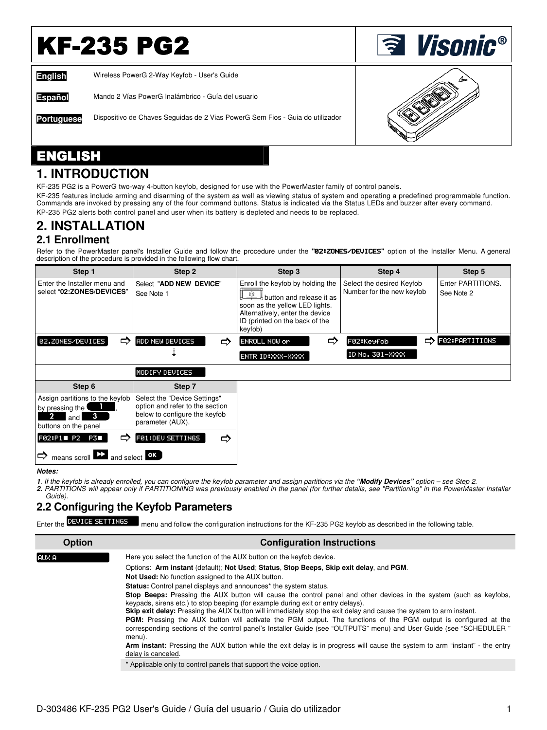# KF-235 PG2

**Visonic®**

| | |
|---|---|
| **English** | Wireless PowerG 2-Way Keyfob - User's Guide |
| **Español** | Mando 2 Vías PowerG Inalámbrico - Guía del usuario |
| **Portuguese** | Dispositivo de Chaves Seguidas de 2 Vias PowerG Sem Fios - Guia do utilizador |

# ENGLISH

## 1. INTRODUCTION

KF-235 PG2 is a PowerG two-way 4-button keyfob, designed for use with the PowerMaster family of control panels.

KF-235 features include arming and disarming of the system as well as viewing status of system and operating a predefined programmable function. Commands are invoked by pressing any of the four command buttons. Status is indicated via the Status LEDs and buzzer after every command.

KP-235 PG2 alerts both control panel and user when its battery is depleted and needs to be replaced.

## 2. INSTALLATION

### 2.1 Enrollment

Refer to the PowerMaster panel's Installer Guide and follow the procedure under the **"02:ZONES/DEVICES"** option of the Installer Menu. A general description of the procedure is provided in the following flow chart.

| Step 1 | Step 2 | Step 3 | Step 4 | Step 5 |
|---|---|---|---|---|
| Enter the Installer menu and select "**02:ZONES/DEVICES**" | Select "**ADD NEW DEVICE**" See Note 1 | Enroll the keyfob by holding the [button] button and release it as soon as the yellow LED lights. Alternatively, enter the device ID (printed on the back of the keyfob) | Select the desired Keyfob Number for the new keyfob | Enter PARTITIONS. See Note 2 |
| 02.ZONES/DEVICES ⇨ | ADD NEW DEVICES ⇨ ↓ | ENROLL NOW or ENTR ID:XXX-XXXX ⇨ | F02:Keyfob ID No. 301-XXXX ⇨ | F02:PARTITIONS |
| | MODIFY DEVICES | | | |

| Step 6 | Step 7 |
|---|---|
| Assign partitions to the keyfob by pressing the 1, 2 and 3 buttons on the panel | Select the "Device Settings" option and refer to the section below to configure the keyfob parameter (AUX). |
| F02:P1■ P2 P3■ ⇨ | F01:DEV SETTINGS ⇨ |

⇨ means scroll ⏩ and select OK

***Notes:***

1. *If the keyfob is already enrolled, you can configure the keyfob parameter and assign partitions via the **"Modify Devices"** option – see Step 2.*
2. *PARTITIONS will appear only if PARTITIONING was previously enabled in the panel (for further details, see "Partitioning" in the PowerMaster Installer Guide).*

### 2.2 Configuring the Keyfob Parameters

Enter the DEVICE SETTINGS menu and follow the configuration instructions for the KF-235 PG2 keyfob as described in the following table.

| Option | Configuration Instructions |
|---|---|
| AUX A | Here you select the function of the AUX button on the keyfob device.<br>Options: **Arm instant** (default); **Not Used**; **Status**, **Stop Beeps**, **Skip exit delay**, and **PGM**.<br>**Not Used:** No function assigned to the AUX button.<br>**Status:** Control panel displays and announces* the system status.<br>**Stop Beeps:** Pressing the AUX button will cause the control panel and other devices in the system (such as keyfobs, keypads, sirens etc.) to stop beeping (for example during exit or entry delays).<br>**Skip exit delay:** Pressing the AUX button will immediately stop the exit delay and cause the system to arm instant.<br>**PGM:** Pressing the AUX button will activate the PGM output. The functions of the PGM output is configured at the corresponding sections of the control panel's Installer Guide (see "OUTPUTS" menu) and User Guide (see "SCHEDULER " menu).<br>**Arm instant:** Pressing the AUX button while the exit delay is in progress will cause the system to arm "instant" - the entry delay is canceled. |
| | * Applicable only to control panels that support the voice option. |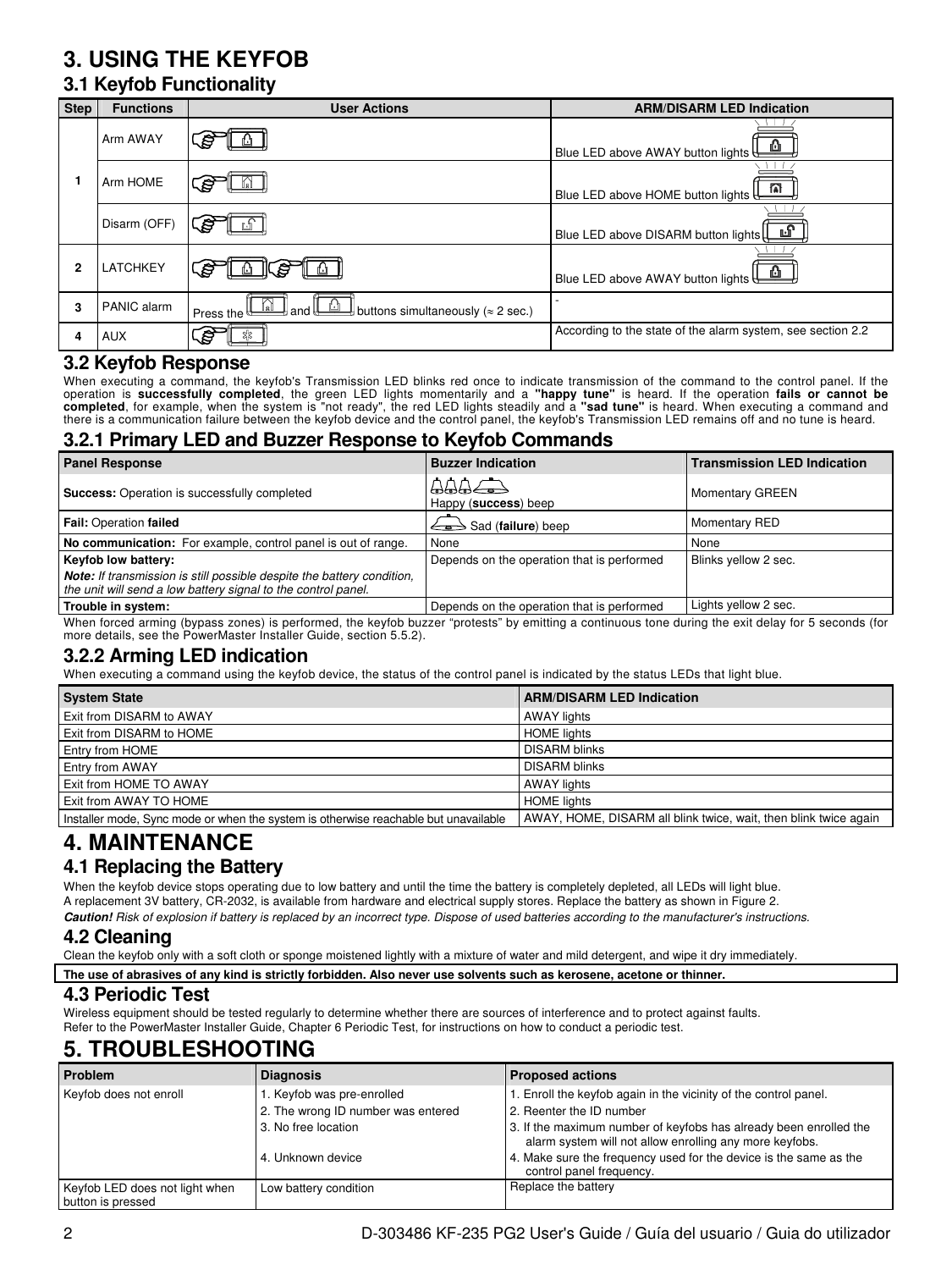# 3. USING THE KEYFOB

## 3.1 Keyfob Functionality

| Step | Functions | User Actions | ARM/DISARM LED Indication |
|---|---|---|---|
| 1 | Arm AWAY | | Blue LED above AWAY button lights |
| | Arm HOME | | Blue LED above HOME button lights |
| | Disarm (OFF) | | Blue LED above DISARM button lights |
| 2 | LATCHKEY | | Blue LED above AWAY button lights |
| 3 | PANIC alarm | Press the and buttons simultaneously (≈ 2 sec.) | - |
| 4 | AUX | | According to the state of the alarm system, see section 2.2 |

## 3.2 Keyfob Response

When executing a command, the keyfob's Transmission LED blinks red once to indicate transmission of the command to the control panel. If the operation is **successfully completed**, the green LED lights momentarily and a **"happy tune"** is heard. If the operation **fails or cannot be completed**, for example, when the system is "not ready", the red LED lights steadily and a **"sad tune"** is heard. When executing a command and there is a communication failure between the keyfob device and the control panel, the keyfob's Transmission LED remains off and no tune is heard.

### 3.2.1 Primary LED and Buzzer Response to Keyfob Commands

| Panel Response | Buzzer Indication | Transmission LED Indication |
|---|---|---|
| **Success:** Operation is successfully completed | Happy (**success**) beep | Momentary GREEN |
| **Fail:** Operation **failed** | Sad (**failure**) beep | Momentary RED |
| **No communication:** For example, control panel is out of range. | None | None |
| **Keyfob low battery:** ***Note:*** *If transmission is still possible despite the battery condition, the unit will send a low battery signal to the control panel.* | Depends on the operation that is performed | Blinks yellow 2 sec. |
| **Trouble in system:** | Depends on the operation that is performed | Lights yellow 2 sec. |

When forced arming (bypass zones) is performed, the keyfob buzzer "protests" by emitting a continuous tone during the exit delay for 5 seconds (for more details, see the PowerMaster Installer Guide, section 5.5.2).

### 3.2.2 Arming LED indication

When executing a command using the keyfob device, the status of the control panel is indicated by the status LEDs that light blue.

| System State | ARM/DISARM LED Indication |
|---|---|
| Exit from DISARM to AWAY | AWAY lights |
| Exit from DISARM to HOME | HOME lights |
| Entry from HOME | DISARM blinks |
| Entry from AWAY | DISARM blinks |
| Exit from HOME TO AWAY | AWAY lights |
| Exit from AWAY TO HOME | HOME lights |
| Installer mode, Sync mode or when the system is otherwise reachable but unavailable | AWAY, HOME, DISARM all blink twice, wait, then blink twice again |

# 4. MAINTENANCE

## 4.1 Replacing the Battery

When the keyfob device stops operating due to low battery and until the time the battery is completely depleted, all LEDs will light blue.
A replacement 3V battery, CR-2032, is available from hardware and electrical supply stores. Replace the battery as shown in Figure 2.
***Caution!*** *Risk of explosion if battery is replaced by an incorrect type. Dispose of used batteries according to the manufacturer's instructions.*

## 4.2 Cleaning

Clean the keyfob only with a soft cloth or sponge moistened lightly with a mixture of water and mild detergent, and wipe it dry immediately.

**The use of abrasives of any kind is strictly forbidden. Also never use solvents such as kerosene, acetone or thinner.**

## 4.3 Periodic Test

Wireless equipment should be tested regularly to determine whether there are sources of interference and to protect against faults.
Refer to the PowerMaster Installer Guide, Chapter 6 Periodic Test, for instructions on how to conduct a periodic test.

# 5. TROUBLESHOOTING

| Problem | Diagnosis | Proposed actions |
|---|---|---|
| Keyfob does not enroll | 1. Keyfob was pre-enrolled<br>2. The wrong ID number was entered<br>3. No free location<br>4. Unknown device | 1. Enroll the keyfob again in the vicinity of the control panel.<br>2. Reenter the ID number<br>3. If the maximum number of keyfobs has already been enrolled the alarm system will not allow enrolling any more keyfobs.<br>4. Make sure the frequency used for the device is the same as the control panel frequency. |
| Keyfob LED does not light when button is pressed | Low battery condition | Replace the battery |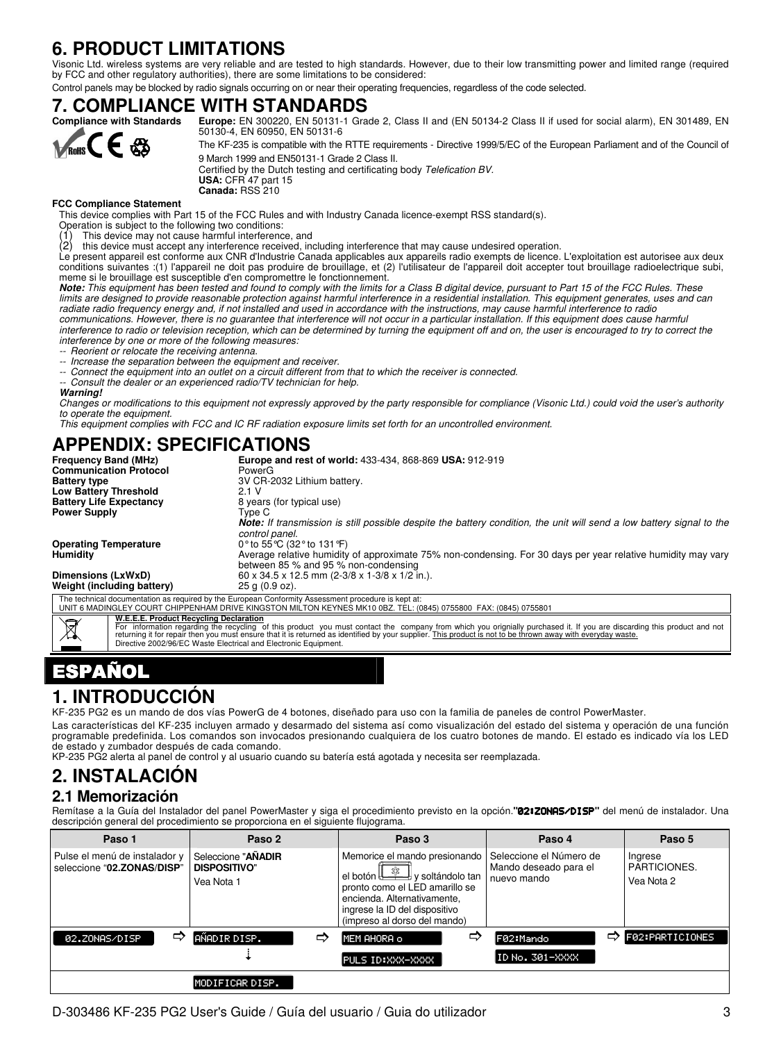# 6. PRODUCT LIMITATIONS

Visonic Ltd. wireless systems are very reliable and are tested to high standards. However, due to their low transmitting power and limited range (required by FCC and other regulatory authorities), there are some limitations to be considered:

Control panels may be blocked by radio signals occurring on or near their operating frequencies, regardless of the code selected.

# 7. COMPLIANCE WITH STANDARDS

**Compliance with Standards**

**Europe:** EN 300220, EN 50131-1 Grade 2, Class II and (EN 50134-2 Class II if used for social alarm), EN 301489, EN 50130-4, EN 60950, EN 50131-6

The KF-235 is compatible with the RTTE requirements - Directive 1999/5/EC of the European Parliament and of the Council of 9 March 1999 and EN50131-1 Grade 2 Class II.

Certified by the Dutch testing and certificating body *Telefication BV.*

**USA:** CFR 47 part 15

**Canada:** RSS 210

**FCC Compliance Statement**

This device complies with Part 15 of the FCC Rules and with Industry Canada licence-exempt RSS standard(s).

Operation is subject to the following two conditions:

(1) This device may not cause harmful interference, and

(2) this device must accept any interference received, including interference that may cause undesired operation.

Le present appareil est conforme aux CNR d'Industrie Canada applicables aux appareils radio exempts de licence. L'exploitation est autorisee aux deux conditions suivantes :(1) l'appareil ne doit pas produire de brouillage, et (2) l'utilisateur de l'appareil doit accepter tout brouillage radioelectrique subi, meme si le brouillage est susceptible d'en compromettre le fonctionnement.

***Note:*** *This equipment has been tested and found to comply with the limits for a Class B digital device, pursuant to Part 15 of the FCC Rules. These limits are designed to provide reasonable protection against harmful interference in a residential installation. This equipment generates, uses and can radiate radio frequency energy and, if not installed and used in accordance with the instructions, may cause harmful interference to radio communications. However, there is no guarantee that interference will not occur in a particular installation. If this equipment does cause harmful interference to radio or television reception, which can be determined by turning the equipment off and on, the user is encouraged to try to correct the interference by one or more of the following measures:*

-- *Reorient or relocate the receiving antenna.*

-- *Increase the separation between the equipment and receiver.*

-- *Connect the equipment into an outlet on a circuit different from that to which the receiver is connected.*

-- *Consult the dealer or an experienced radio/TV technician for help.*

***Warning!***

*Changes or modifications to this equipment not expressly approved by the party responsible for compliance (Visonic Ltd.) could void the user's authority to operate the equipment.*

*This equipment complies with FCC and IC RF radiation exposure limits set forth for an uncontrolled environment.*

# APPENDIX: SPECIFICATIONS

| | |
|---|---|
| **Frequency Band (MHz)** | **Europe and rest of world:** 433-434, 868-869 **USA:** 912-919 |
| **Communication Protocol** | PowerG |
| **Battery type** | 3V CR-2032 Lithium battery. |
| **Low Battery Threshold** | 2.1 V |
| **Battery Life Expectancy** | 8 years (for typical use) |
| **Power Supply** | Type C<br>***Note:*** *If transmission is still possible despite the battery condition, the unit will send a low battery signal to the control panel.* |
| **Operating Temperature** | 0° to 55°C (32° to 131°F) |
| **Humidity** | Average relative humidity of approximate 75% non-condensing. For 30 days per year relative humidity may vary between 85 % and 95 % non-condensing |
| **Dimensions (LxWxD)** | 60 x 34.5 x 12.5 mm (2-3/8 x 1-3/8 x 1/2 in.). |
| **Weight (including battery)** | 25 g (0.9 oz). |

The technical documentation as required by the European Conformity Assessment procedure is kept at:
UNIT 6 MADINGLEY COURT CHIPPENHAM DRIVE KINGSTON MILTON KEYNES MK10 0BZ. TEL: (0845) 0755800 FAX: (0845) 0755801

**W.E.E.E. Product Recycling Declaration**

For information regarding the recycling of this product you must contact the company from which you orignially purchased it. If you are discarding this product and not returning it for repair then you must ensure that it is returned as identified by your supplier. This product is not to be thrown away with everyday waste.

Directive 2002/96/EC Waste Electrical and Electronic Equipment.

# ESPAÑOL

# 1. INTRODUCCIÓN

KF-235 PG2 es un mando de dos vías PowerG de 4 botones, diseñado para uso con la familia de paneles de control PowerMaster.

Las características del KF-235 incluyen armado y desarmado del sistema así como visualización del estado del sistema y operación de una función programable predefinida. Los comandos son invocados presionando cualquiera de los cuatro botones de mando. El estado es indicado vía los LED de estado y zumbador después de cada comando.

KP-235 PG2 alerta al panel de control y al usuario cuando su batería está agotada y necesita ser reemplazada.

# 2. INSTALACIÓN

## 2.1 Memorización

Remítase a la Guía del Instalador del panel PowerMaster y siga el procedimiento previsto en la opción.**"02:ZONAS/DISP"** del menú de instalador. Una descripción general del procedimiento se proporciona en el siguiente flujograma.

| Paso 1 | Paso 2 | Paso 3 | Paso 4 | Paso 5 |
|---|---|---|---|---|
| Pulse el menú de instalador y seleccione "**02.ZONAS/DISP**" | Seleccione "**AÑADIR DISPOSITIVO**"<br>Vea Nota 1 | Memorice el mando presionando el botón [✱] y soltándolo tan pronto como el LED amarillo se encienda. Alternativamente, ingrese la ID del dispositivo (impreso al dorso del mando) | Seleccione el Número de Mando deseado para el nuevo mando | Ingrese PARTICIONES.<br>Vea Nota 2 |
| 02.ZONAS/DISP ⇨ | AÑADIR DISP. ⇨<br>↓ | MEM AHORA o<br>PULS ID:XXX-XXXX ⇨ | F02:Mando<br>ID No. 301-XXXX ⇨ | F02:PARTICIONES |
| | MODIFICAR DISP. | | | |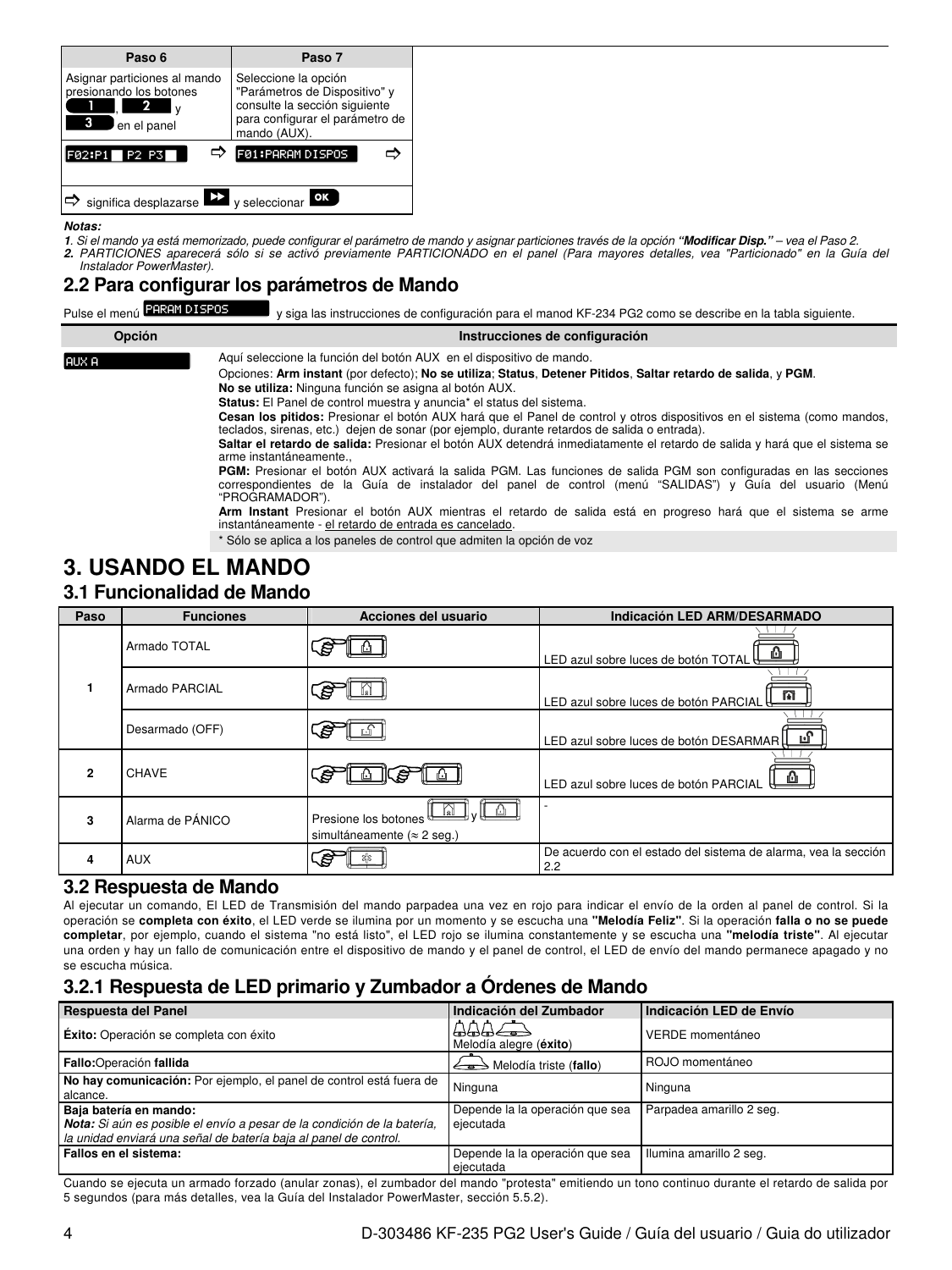| Paso 6 | Paso 7 |
|---|---|
| Asignar particiones al mando presionando los botones 1, 2 y 3 en el panel | Seleccione la opción "Parámetros de Dispositivo" y consulte la sección siguiente para configurar el parámetro de mando (AUX). |
| F02:P1 P2 P3 ⇨ | F01:PARAM DISPOS ⇨ |
| ⇨ significa desplazarse ▶▶ y seleccionar OK | |

***Notas:***

*1. Si el mando ya está memorizado, puede configurar el parámetro de mando y asignar particiones través de la opción **"Modificar Disp."** – vea el Paso 2.*

*2. PARTICIONES aparecerá sólo si se activó previamente PARTICIONADO en el panel (Para mayores detalles, vea "Particionado" en la Guía del Instalador PowerMaster).*

## 2.2 Para configurar los parámetros de Mando

Pulse el menú PARAM DISPOS y siga las instrucciones de configuración para el manod KF-234 PG2 como se describe en la tabla siguiente.

| Opción | Instrucciones de configuración |
|---|---|
| AUX A | Aquí seleccione la función del botón AUX en el dispositivo de mando.<br>Opciones: **Arm instant** (por defecto); **No se utiliza**; **Status**, **Detener Pitidos**, **Saltar retardo de salida**, y **PGM**.<br>**No se utiliza:** Ninguna función se asigna al botón AUX.<br>**Status:** El Panel de control muestra y anuncia* el status del sistema.<br>**Cesan los pitidos:** Presionar el botón AUX hará que el Panel de control y otros dispositivos en el sistema (como mandos, teclados, sirenas, etc.) dejen de sonar (por ejemplo, durante retardos de salida o entrada).<br>**Saltar el retardo de salida:** Presionar el botón AUX detendrá inmediatamente el retardo de salida y hará que el sistema se arme instantáneamente.,<br>**PGM:** Presionar el botón AUX activará la salida PGM. Las funciones de salida PGM son configuradas en las secciones correspondientes de la Guía de instalador del panel de control (menú "SALIDAS") y Guía del usuario (Menú "PROGRAMADOR").<br>**Arm Instant** Presionar el botón AUX mientras el retardo de salida está en progreso hará que el sistema se arme instantáneamente - el retardo de entrada es cancelado. |
| | * Sólo se aplica a los paneles de control que admiten la opción de voz |

# 3. USANDO EL MANDO

## 3.1 Funcionalidad de Mando

| Paso | Funciones | Acciones del usuario | Indicación LED ARM/DESARMADO |
|---|---|---|---|
| 1 | Armado TOTAL | | LED azul sobre luces de botón TOTAL |
| | Armado PARCIAL | | LED azul sobre luces de botón PARCIAL |
| | Desarmado (OFF) | | LED azul sobre luces de botón DESARMAR |
| 2 | CHAVE | | LED azul sobre luces de botón PARCIAL |
| 3 | Alarma de PÁNICO | Presione los botones y simultáneamente (≈ 2 seg.) | - |
| 4 | AUX | | De acuerdo con el estado del sistema de alarma, vea la sección 2.2 |

## 3.2 Respuesta de Mando

Al ejecutar un comando, El LED de Transmisión del mando parpadea una vez en rojo para indicar el envío de la orden al panel de control. Si la operación se **completa con éxito**, el LED verde se ilumina por un momento y se escucha una **"Melodía Feliz"**. Si la operación **falla o no se puede completar**, por ejemplo, cuando el sistema "no está listo", el LED rojo se ilumina constantemente y se escucha una **"melodía triste"**. Al ejecutar una orden y hay un fallo de comunicación entre el dispositivo de mando y el panel de control, el LED de envío del mando permanece apagado y no se escucha música.

### 3.2.1 Respuesta de LED primario y Zumbador a Órdenes de Mando

| Respuesta del Panel | Indicación del Zumbador | Indicación LED de Envío |
|---|---|---|
| **Éxito:** Operación se completa con éxito | Melodía alegre (**éxito**) | VERDE momentáneo |
| **Fallo:**Operación **fallida** | Melodía triste (**fallo**) | ROJO momentáneo |
| **No hay comunicación:** Por ejemplo, el panel de control está fuera de alcance. | Ninguna | Ninguna |
| **Baja batería en mando:**<br>***Nota:*** *Si aún es posible el envío a pesar de la condición de la batería, la unidad enviará una señal de batería baja al panel de control.* | Depende la la operación que sea ejecutada | Parpadea amarillo 2 seg. |
| **Fallos en el sistema:** | Depende la la operación que sea ejecutada | Ilumina amarillo 2 seg. |

Cuando se ejecuta un armado forzado (anular zonas), el zumbador del mando "protesta" emitiendo un tono continuo durante el retardo de salida por 5 segundos (para más detalles, vea la Guía del Instalador PowerMaster, sección 5.5.2).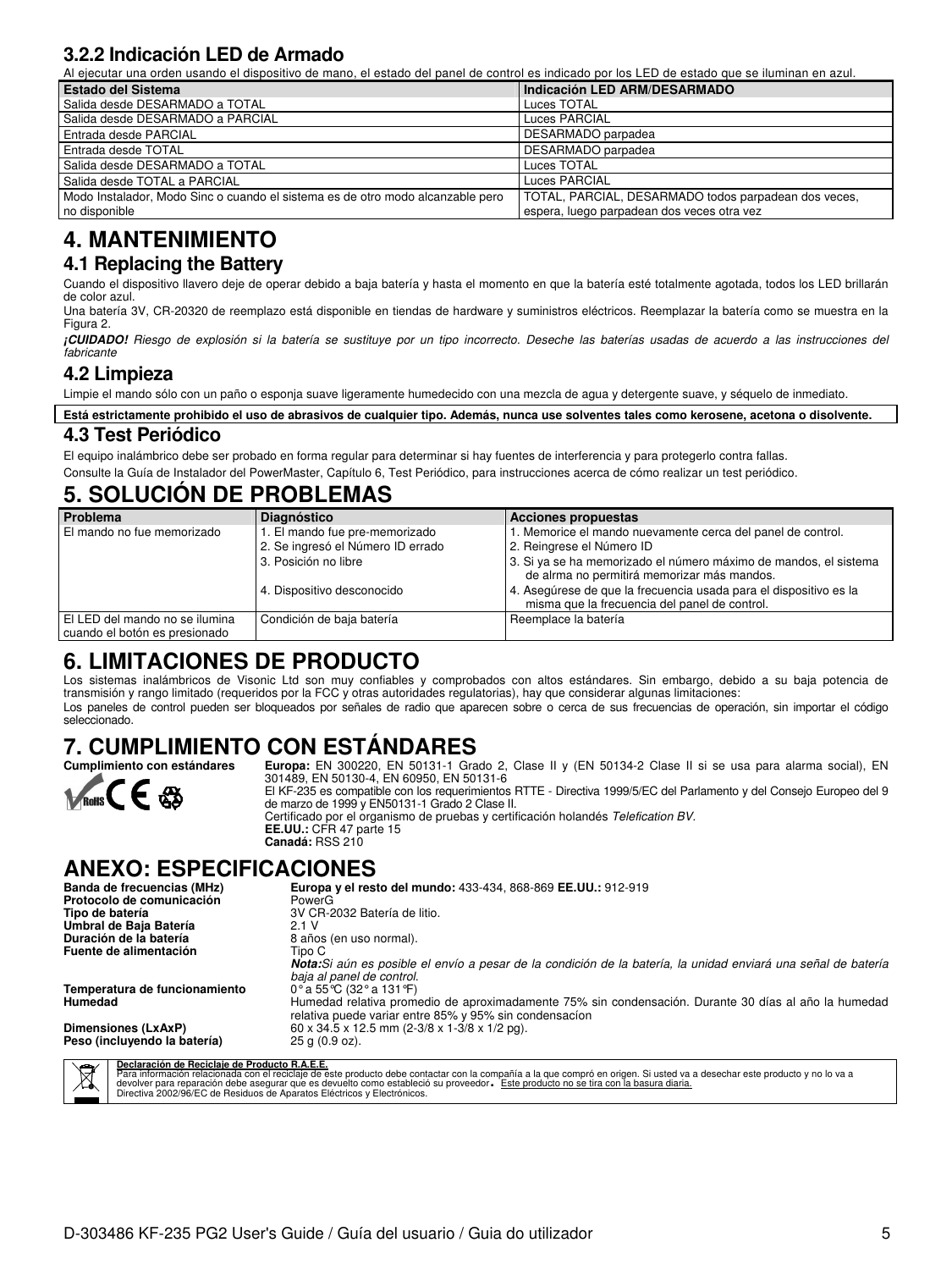### 3.2.2 Indicación LED de Armado

Al ejecutar una orden usando el dispositivo de mano, el estado del panel de control es indicado por los LED de estado que se iluminan en azul.

| Estado del Sistema | Indicación LED ARM/DESARMADO |
|---|---|
| Salida desde DESARMADO a TOTAL | Luces TOTAL |
| Salida desde DESARMADO a PARCIAL | Luces PARCIAL |
| Entrada desde PARCIAL | DESARMADO parpadea |
| Entrada desde TOTAL | DESARMADO parpadea |
| Salida desde DESARMADO a TOTAL | Luces TOTAL |
| Salida desde TOTAL a PARCIAL | Luces PARCIAL |
| Modo Instalador, Modo Sinc o cuando el sistema es de otro modo alcanzable pero no disponible | TOTAL, PARCIAL, DESARMADO todos parpadean dos veces, espera, luego parpadean dos veces otra vez |

# 4. MANTENIMIENTO

## 4.1 Replacing the Battery

Cuando el dispositivo llavero deje de operar debido a baja batería y hasta el momento en que la batería esté totalmente agotada, todos los LED brillarán de color azul.

Una batería 3V, CR-20320 de reemplazo está disponible en tiendas de hardware y suministros eléctricos. Reemplazar la batería como se muestra en la Figura 2.

***¡CUIDADO!** Riesgo de explosión si la batería se sustituye por un tipo incorrecto. Deseche las baterías usadas de acuerdo a las instrucciones del fabricante*

## 4.2 Limpieza

Limpie el mando sólo con un paño o esponja suave ligeramente humedecido con una mezcla de agua y detergente suave, y séquelo de inmediato.

**Está estrictamente prohibido el uso de abrasivos de cualquier tipo. Además, nunca use solventes tales como kerosene, acetona o disolvente.**

## 4.3 Test Periódico

El equipo inalámbrico debe ser probado en forma regular para determinar si hay fuentes de interferencia y para protegerlo contra fallas.

Consulte la Guía de Instalador del PowerMaster, Capítulo 6, Test Periódico, para instrucciones acerca de cómo realizar un test periódico.

# 5. SOLUCIÓN DE PROBLEMAS

| Problema | Diagnóstico | Acciones propuestas |
|---|---|---|
| El mando no fue memorizado | 1. El mando fue pre-memorizado | 1. Memorice el mando nuevamente cerca del panel de control. |
| | 2. Se ingresó el Número ID errado | 2. Reingrese el Número ID |
| | 3. Posición no libre | 3. Si ya se ha memorizado el número máximo de mandos, el sistema de alrma no permitirá memorizar más mandos. |
| | 4. Dispositivo desconocido | 4. Asegúrese de que la frecuencia usada para el dispositivo es la misma que la frecuencia del panel de control. |
| El LED del mando no se ilumina cuando el botón es presionado | Condición de baja batería | Reemplace la batería |

# 6. LIMITACIONES DE PRODUCTO

Los sistemas inalámbricos de Visonic Ltd son muy confiables y comprobados con altos estándares. Sin embargo, debido a su baja potencia de transmisión y rango limitado (requeridos por la FCC y otras autoridades regulatorias), hay que considerar algunas limitaciones:

Los paneles de control pueden ser bloqueados por señales de radio que aparecen sobre o cerca de sus frecuencias de operación, sin importar el código seleccionado.

# 7. CUMPLIMIENTO CON ESTÁNDARES

**Cumplimiento con estándares**

**Europa:** EN 300220, EN 50131-1 Grado 2, Clase II y (EN 50134-2 Clase II si se usa para alarma social), EN 301489, EN 50130-4, EN 60950, EN 50131-6

El KF-235 es compatible con los requerimientos RTTE - Directiva 1999/5/EC del Parlamento y del Consejo Europeo del 9 de marzo de 1999 y EN50131-1 Grado 2 Clase II.

Certificado por el organismo de pruebas y certificación holandés *Telefication BV.*

**EE.UU.:** CFR 47 parte 15

**Canadá:** RSS 210

# ANEXO: ESPECIFICACIONES

| | |
|---|---|
| **Banda de frecuencias (MHz)** | **Europa y el resto del mundo:** 433-434, 868-869 **EE.UU.:** 912-919 |
| **Protocolo de comunicación** | PowerG |
| **Tipo de batería** | 3V CR-2032 Batería de litio. |
| **Umbral de Baja Batería** | 2.1 V |
| **Duración de la batería** | 8 años (en uso normal). |
| **Fuente de alimentación** | Tipo C<br>***Nota:**Si aún es posible el envío a pesar de la condición de la batería, la unidad enviará una señal de batería baja al panel de control.* |
| **Temperatura de funcionamiento** | 0° a 55°C (32° a 131°F) |
| **Humedad** | Humedad relativa promedio de aproximadamente 75% sin condensación. Durante 30 días al año la humedad relativa puede variar entre 85% y 95% sin condensacíon |
| **Dimensiones (LxAxP)** | 60 x 34.5 x 12.5 mm (2-3/8 x 1-3/8 x 1/2 pg). |
| **Peso (incluyendo la batería)** | 25 g (0.9 oz). |

**Declaración de Reciclaje de Producto R.A.E.E.**
Para información relacionada con el reciclaje de este producto debe contactar con la compañía a la que compró en origen. Si usted va a desechar este producto y no lo va a devolver para reparación debe asegurar que es devuelto como estableció su proveedor. Este producto no se tira con la basura diaria.
Directiva 2002/96/EC de Residuos de Aparatos Eléctricos y Electrónicos.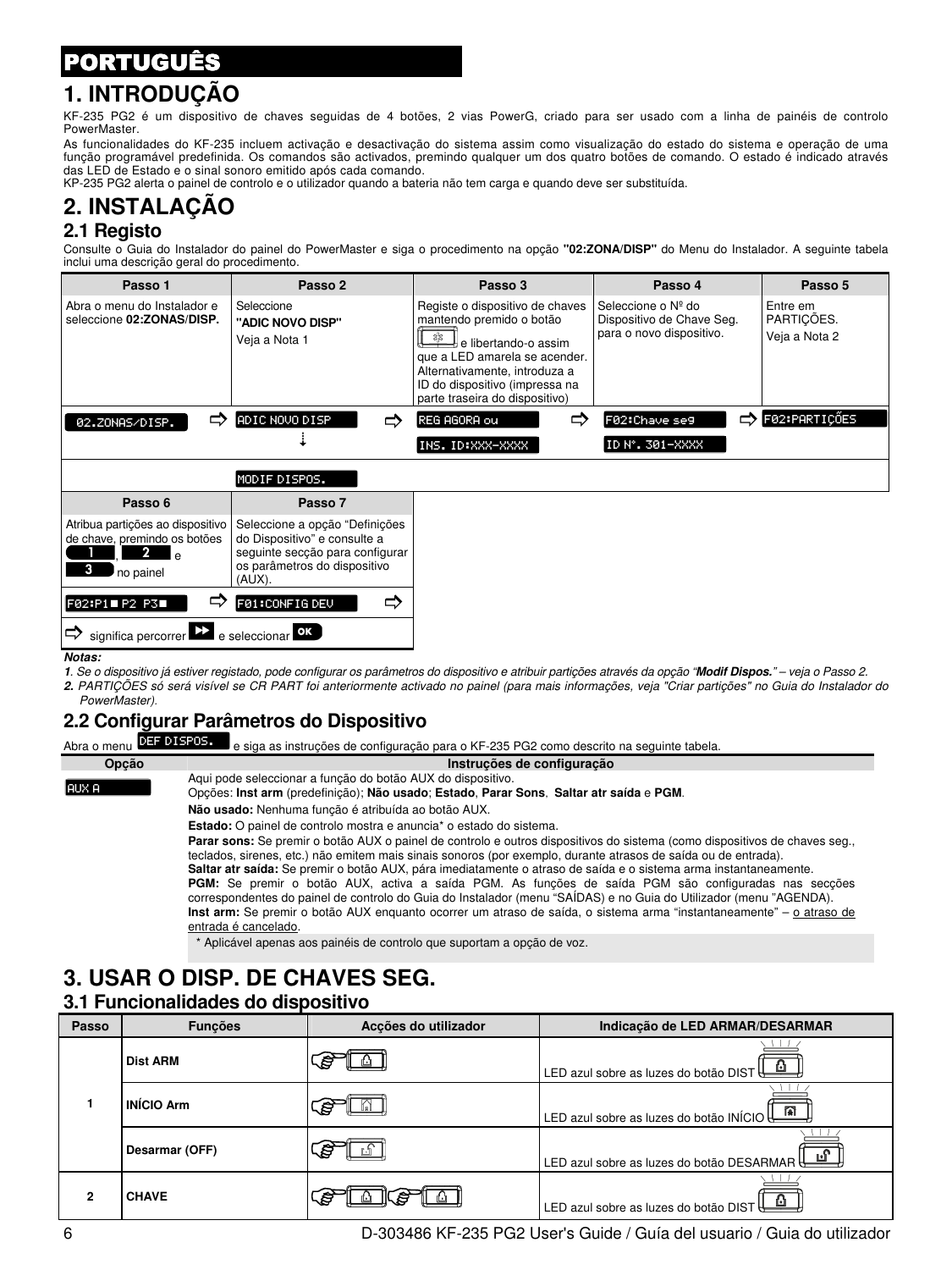# PORTUGUÊS

# 1. INTRODUÇÃO

KF-235 PG2 é um dispositivo de chaves seguidas de 4 botões, 2 vias PowerG, criado para ser usado com a linha de painéis de controlo PowerMaster.

As funcionalidades do KF-235 incluem activação e desactivação do sistema assim como visualização do estado do sistema e operação de uma função programável predefinida. Os comandos são activados, premindo qualquer um dos quatro botões de comando. O estado é indicado através das LED de Estado e o sinal sonoro emitido após cada comando.

KP-235 PG2 alerta o painel de controlo e o utilizador quando a bateria não tem carga e quando deve ser substituída.

# 2. INSTALAÇÃO

## 2.1 Registo

Consulte o Guia do Instalador do painel do PowerMaster e siga o procedimento na opção **"02:ZONA/DISP"** do Menu do Instalador. A seguinte tabela inclui uma descrição geral do procedimento.

| Passo 1 | Passo 2 | Passo 3 | Passo 4 | Passo 5 |
|---|---|---|---|---|
| Abra o menu do Instalador e seleccione **02:ZONAS/DISP.** | Seleccione **"ADIC NOVO DISP"** Veja a Nota 1 | Registe o dispositivo de chaves mantendo premido o botão [botão] e libertando-o assim que a LED amarela se acender. Alternativamente, introduza a ID do dispositivo (impressa na parte traseira do dispositivo) | Seleccione o Nº do Dispositivo de Chave Seg. para o novo dispositivo. | Entre em PARTIÇÕES. Veja a Nota 2 |
| 02.ZONAS/DISP. ⇨ | ADIC NOVO DISP ⇨ ↓ MODIF DISPOS. | REG AGORA ou INS. ID:XXX-XXXX ⇨ | F02:Chave seg ID Nº. 301-XXXX ⇨ | F02:PARTIÇÕES |

| Passo 6 | Passo 7 |
|---|---|
| Atribua partições ao dispositivo de chave, premindo os botões 1, 2 e 3 no painel | Seleccione a opção "Definições do Dispositivo" e consulte a seguinte secção para configurar os parâmetros do dispositivo (AUX). |
| F02:P1■ P2 P3■ ⇨ | F01:CONFIG DEV ⇨ |

⇨ significa percorrer [▶▶] e seleccionar [OK]

***Notas:***

***1****. Se o dispositivo já estiver registado, pode configurar os parâmetros do dispositivo e atribuir partições através da opção "**Modif Dispos.**" – veja o Passo 2.*

***2****. PARTIÇÕES só será visível se CR PART foi anteriormente activado no painel (para mais informações, veja "Criar partições" no Guia do Instalador do PowerMaster).*

## 2.2 Configurar Parâmetros do Dispositivo

Abra o menu DEF DISPOS. e siga as instruções de configuração para o KF-235 PG2 como descrito na seguinte tabela.

| Opção | Instruções de configuração |
|---|---|
| AUX A | Aqui pode seleccionar a função do botão AUX do dispositivo.<br>Opções: **Inst arm** (predefinição); **Não usado**; **Estado**, **Parar Sons**, **Saltar atr saída** e **PGM**.<br>**Não usado:** Nenhuma função é atribuída ao botão AUX.<br>**Estado:** O painel de controlo mostra e anuncia* o estado do sistema.<br>**Parar sons:** Se premir o botão AUX o painel de controlo e outros dispositivos do sistema (como dispositivos de chaves seg., teclados, sirenes, etc.) não emitem mais sinais sonoros (por exemplo, durante atrasos de saída ou de entrada).<br>**Saltar atr saída:** Se premir o botão AUX, pára imediatamente o atraso de saída e o sistema arma instantaneamente.<br>**PGM:** Se premir o botão AUX, activa a saída PGM. As funções de saída PGM são configuradas nas secções correspondentes do painel de controlo do Guia do Instalador (menu "SAÍDAS) e no Guia do Utilizador (menu "AGENDA).<br>**Inst arm:** Se premir o botão AUX enquanto ocorrer um atraso de saída, o sistema arma "instantaneamente" – o atraso de entrada é cancelado. |
| | * Aplicável apenas aos painéis de controlo que suportam a opção de voz. |

# 3. USAR O DISP. DE CHAVES SEG.

## 3.1 Funcionalidades do dispositivo

| Passo | Funções | Acções do utilizador | Indicação de LED ARMAR/DESARMAR |
|---|---|---|---|
| 1 | **Dist ARM** | [botão DIST] | LED azul sobre as luzes do botão DIST |
| | **INÍCIO Arm** | [botão INÍCIO] | LED azul sobre as luzes do botão INÍCIO |
| | **Desarmar (OFF)** | [botão DESARMAR] | LED azul sobre as luzes do botão DESARMAR |
| 2 | **CHAVE** | [botão DIST] [botão DIST] | LED azul sobre as luzes do botão DIST |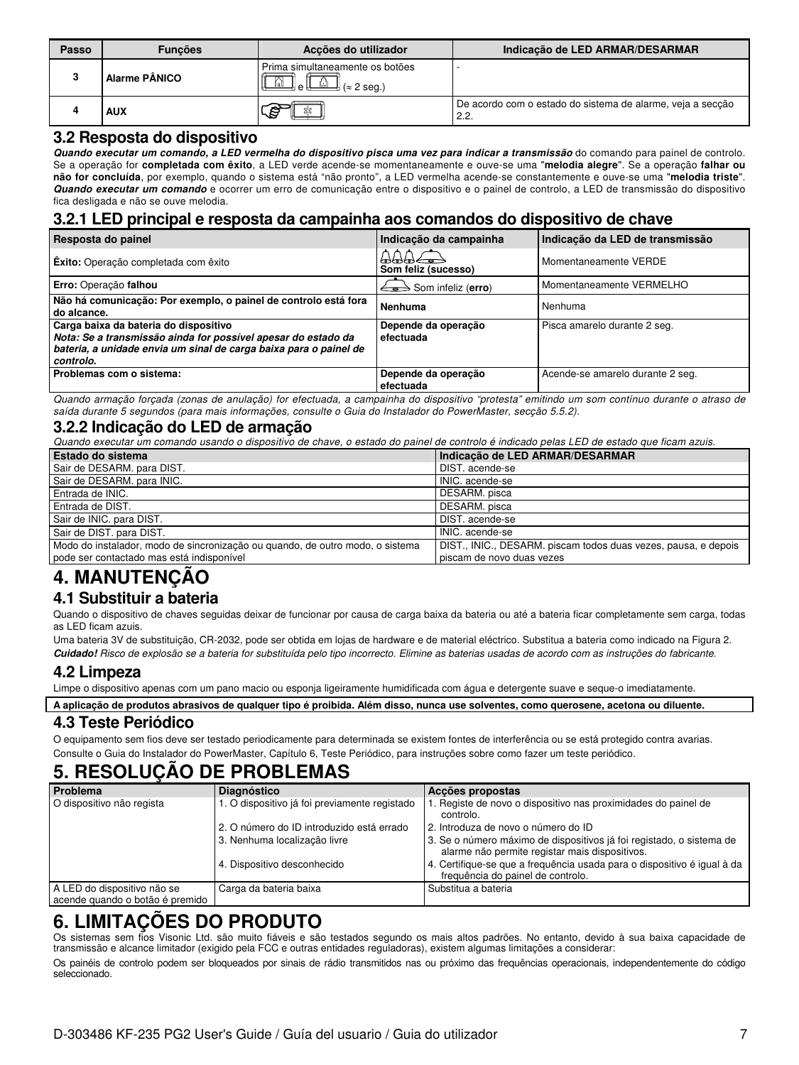| Passo | Funções | Acções do utilizador | Indicação de LED ARMAR/DESARMAR |
|---|---|---|---|
| 3 | Alarme PÂNICO | Prima simultaneamente os botões e (≈ 2 seg.) | - |
| 4 | AUX | | De acordo com o estado do sistema de alarme, veja a secção 2.2. |

### 3.2 Resposta do dispositivo

***Quando executar um comando, a LED vermelha do dispositivo pisca uma vez para indicar a transmissão*** do comando para painel de controlo. Se a operação for **completada com êxito**, a LED verde acende-se momentaneamente e ouve-se uma "**melodia alegre**". Se a operação **falhar ou não for concluída**, por exemplo, quando o sistema está "não pronto", a LED vermelha acende-se constantemente e ouve-se uma "**melodia triste**". ***Quando executar um comando*** e ocorrer um erro de comunicação entre o dispositivo e o painel de controlo, a LED de transmissão do dispositivo fica desligada e não se ouve melodia.

### 3.2.1 LED principal e resposta da campainha aos comandos do dispositivo de chave

| Resposta do painel | Indicação da campainha | Indicação da LED de transmissão |
|---|---|---|
| **Êxito:** Operação completada com êxito | **Som feliz (sucesso)** | Momentaneamente VERDE |
| **Erro:** Operação **falhou** | Som infeliz (**erro**) | Momentaneamente VERMELHO |
| **Não há comunicação: Por exemplo, o painel de controlo está fora do alcance.** | **Nenhuma** | Nenhuma |
| **Carga baixa da bateria do dispositivo** ***Nota: Se a transmissão ainda for possível apesar do estado da bateria, a unidade envia um sinal de carga baixa para o painel de controlo.*** | **Depende da operação efectuada** | Pisca amarelo durante 2 seg. |
| **Problemas com o sistema:** | **Depende da operação efectuada** | Acende-se amarelo durante 2 seg. |

*Quando armação forçada (zonas de anulação) for efectuada, a campainha do dispositivo "protesta" emitindo um som contínuo durante o atraso de saída durante 5 segundos (para mais informações, consulte o Guia do Instalador do PowerMaster, secção 5.5.2).*

### 3.2.2 Indicação do LED de armação

*Quando executar um comando usando o dispositivo de chave, o estado do painel de controlo é indicado pelas LED de estado que ficam azuis.*

| Estado do sistema | Indicação de LED ARMAR/DESARMAR |
|---|---|
| Sair de DESARM. para DIST. | DIST. acende-se |
| Sair de DESARM. para INIC. | INIC. acende-se |
| Entrada de INIC. | DESARM. pisca |
| Entrada de DIST. | DESARM. pisca |
| Sair de INIC. para DIST. | DIST. acende-se |
| Sair de DIST. para DIST. | INIC. acende-se |
| Modo do instalador, modo de sincronização ou quando, de outro modo, o sistema pode ser contactado mas está indisponível | DIST., INIC., DESARM. piscam todos duas vezes, pausa, e depois piscam de novo duas vezes |

# 4. MANUTENÇÃO

## 4.1 Substituir a bateria

Quando o dispositivo de chaves seguidas deixar de funcionar por causa de carga baixa da bateria ou até a bateria ficar completamente sem carga, todas as LED ficam azuis.

Uma bateria 3V de substituição, CR-2032, pode ser obtida em lojas de hardware e de material eléctrico. Substitua a bateria como indicado na Figura 2.

***Cuidado!*** *Risco de explosão se a bateria for substituída pelo tipo incorrecto. Elimine as baterias usadas de acordo com as instruções do fabricante.*

## 4.2 Limpeza

Limpe o dispositivo apenas com um pano macio ou esponja ligeiramente humidificada com água e detergente suave e seque-o imediatamente.

**A aplicação de produtos abrasivos de qualquer tipo é proibida. Além disso, nunca use solventes, como querosene, acetona ou diluente.**

## 4.3 Teste Periódico

O equipamento sem fios deve ser testado periodicamente para determinada se existem fontes de interferência ou se está protegido contra avarias.

Consulte o Guia do Instalador do PowerMaster, Capítulo 6, Teste Periódico, para instruções sobre como fazer um teste periódico.

# 5. RESOLUÇÃO DE PROBLEMAS

| Problema | Diagnóstico | Acções propostas |
|---|---|---|
| O dispositivo não regista | 1. O dispositivo já foi previamente registado | 1. Registe de novo o dispositivo nas proximidades do painel de controlo. |
| | 2. O número do ID introduzido está errado | 2. Introduza de novo o número do ID |
| | 3. Nenhuma localização livre | 3. Se o número máximo de dispositivos já foi registado, o sistema de alarme não permite registar mais dispositivos. |
| | 4. Dispositivo desconhecido | 4. Certifique-se que a frequência usada para o dispositivo é igual à da frequência do painel de controlo. |
| A LED do dispositivo não se acende quando o botão é premido | Carga da bateria baixa | Substitua a bateria |

# 6. LIMITAÇÕES DO PRODUTO

Os sistemas sem fios Visonic Ltd. são muito fiáveis e são testados segundo os mais altos padrões. No entanto, devido à sua baixa capacidade de transmissão e alcance limitador (exigido pela FCC e outras entidades reguladoras), existem algumas limitações a considerar:

Os painéis de controlo podem ser bloqueados por sinais de rádio transmitidos nas ou próximo das frequências operacionais, independentemente do código seleccionado.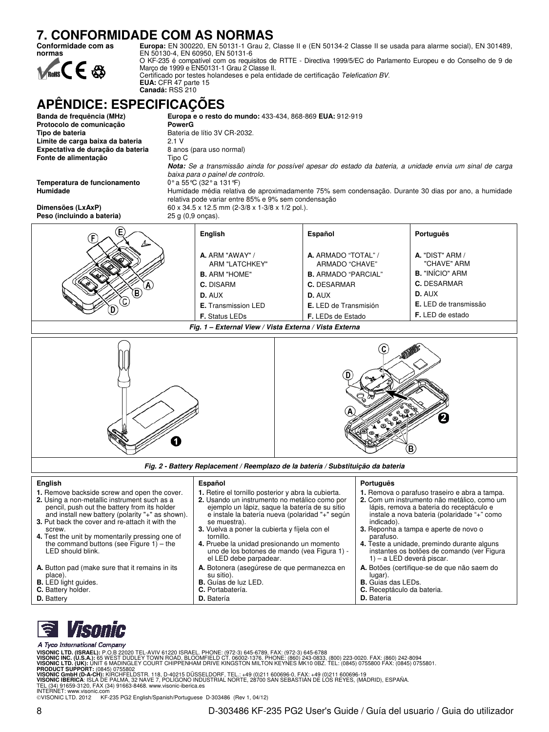# 7. CONFORMIDADE COM AS NORMAS

**Conformidade com as normas**

**Europa:** EN 300220, EN 50131-1 Grau 2, Classe II e (EN 50134-2 Classe II se usada para alarme social), EN 301489, EN 50130-4, EN 60950, EN 50131-6

O KF-235 é compatível com os requisitos de RTTE - Directiva 1999/5/EC do Parlamento Europeu e do Conselho de 9 de Março de 1999 e EN50131-1 Grau 2 Classe II.

Certificado por testes holandeses e pela entidade de certificação *Telefication BV.*

**EUA:** CFR 47 parte 15

**Canadá:** RSS 210

# APÊNDICE: ESPECIFICAÇÕES

| | |
|---|---|
| **Banda de frequência (MHz)** | **Europa e o resto do mundo:** 433-434, 868-869 **EUA:** 912-919 |
| **Protocolo de comunicação** | **PowerG** |
| **Tipo de bateria** | Bateria de lítio 3V CR-2032. |
| **Limite de carga baixa da bateria** | 2.1 V |
| **Expectativa de duração da bateria** | 8 anos (para uso normal) |
| **Fonte de alimentação** | Tipo C<br>***Nota:*** *Se a transmissão ainda for possível apesar do estado da bateria, a unidade envia um sinal de carga baixa para o painel de controlo.* |
| **Temperatura de funcionamento** | 0° a 55°C (32° a 131°F) |
| **Humidade** | Humidade média relativa de aproximadamente 75% sem condensação. Durante 30 dias por ano, a humidade relativa pode variar entre 85% e 9% sem condensação |
| **Dimensões (LxAxP)** | 60 x 34.5 x 12.5 mm (2-3/8 x 1-3/8 x 1/2 pol.). |
| **Peso (incluindo a bateria)** | 25 g (0,9 onças). |

| English | Español | Português |
|---|---|---|
| **A.** ARM "AWAY" / ARM "LATCHKEY" | **A.** ARMADO "TOTAL" / ARMADO "CHAVE" | **A.** "DIST" ARM / "CHAVE" ARM |
| **B.** ARM "HOME" | **B.** ARMADO "PARCIAL" | **B.** "INÍCIO" ARM |
| **C.** DISARM | **C.** DESARMAR | **C.** DESARMAR |
| **D.** AUX | **D.** AUX | **D.** AUX |
| **E.** Transmission LED | **E.** LED de Transmisión | **E.** LED de transmissão |
| **F.** Status LEDs | **F.** LEDs de Estado | **F.** LED de estado |

***Fig. 1 – External View / Vista Externa / Vista Externa***

***Fig. 2 - Battery Replacement / Reemplazo de la batería / Substituição da bateria***

**English**

1. Remove backside screw and open the cover.
2. Using a non-metallic instrument such as a pencil, push out the battery from its holder and install new battery (polarity "+" as shown).
3. Put back the cover and re-attach it with the screw.
4. Test the unit by momentarily pressing one of the command buttons (see Figure 1) – the LED should blink.

**A.** Button pad (make sure that it remains in its place).
**B.** LED light guides.
**C.** Battery holder.
**D.** Battery

**Español**

1. Retire el tornillo posterior y abra la cubierta.
2. Usando un instrumento no metálico como por ejemplo un lápiz, saque la batería de su sitio e instale la batería nueva (polaridad "+" según se muestra).
3. Vuelva a poner la cubierta y fíjela con el tornillo.
4. Pruebe la unidad presionando un momento uno de los botones de mando (vea Figura 1) - el LED debe parpadear.

**A.** Botonera (asegúrese de que permanezca en su sitio).
**B.** Guías de luz LED.
**C.** Portabatería.
**D.** Batería

**Português**

1. Remova o parafuso traseiro e abra a tampa.
2. Com um instrumento não metálico, como um lápis, remova a bateria do receptáculo e instale a nova bateria (polaridade "+" como indicado).
3. Reponha a tampa e aperte de novo o parafuso.
4. Teste a unidade, premindo durante alguns instantes os botões de comando (ver Figura 1) – a LED deverá piscar.

**A.** Botões (certifique-se de que não saem do lugar).
**B.** Guias das LEDs.
**C.** Receptáculo da bateria.
**D.** Bateria

**Visonic**
*A Tyco International Company*

**VISONIC LTD. (ISRAEL):** P.O.B 22020 TEL-AVIV 61220 ISRAEL. PHONE: (972-3) 645-6789, FAX: (972-3) 645-6788
**VISONIC INC. (U.S.A.):** 65 WEST DUDLEY TOWN ROAD, BLOOMFIELD CT. 06002-1376. PHONE: (860) 243-0833, (800) 223-0020. FAX: (860) 242-8094
**VISONIC LTD. (UK):** UNIT 6 MADINGLEY COURT CHIPPENHAM DRIVE KINGSTON MILTON KEYNES MK10 0BZ. TEL: (0845) 0755800 FAX: (0845) 0755801.
**PRODUCT SUPPORT:** (0845) 0755802
**VISONIC GmbH (D-A-CH):** KIRCHFELDSTR. 118, D-40215 DÜSSELDORF, TEL.: +49 (0)211 600696-0, FAX: +49 (0)211 600696-19
**VISONIC IBERICA**: ISLA DE PALMA, 32 NAVE 7, POLÍGONO INDUSTRIAL NORTE, 28700 SAN SEBASTIÁN DE LOS REYES, (MADRID), ESPAÑA. TEL (34) 91659-3120, FAX (34) 91663-8468. www.visonic-iberica.es
INTERNET: www.visonic.com
©VISONIC LTD. 2012 KF-235 PG2 English/Spanish/Portuguese D-303486 (Rev 1, 04/12)